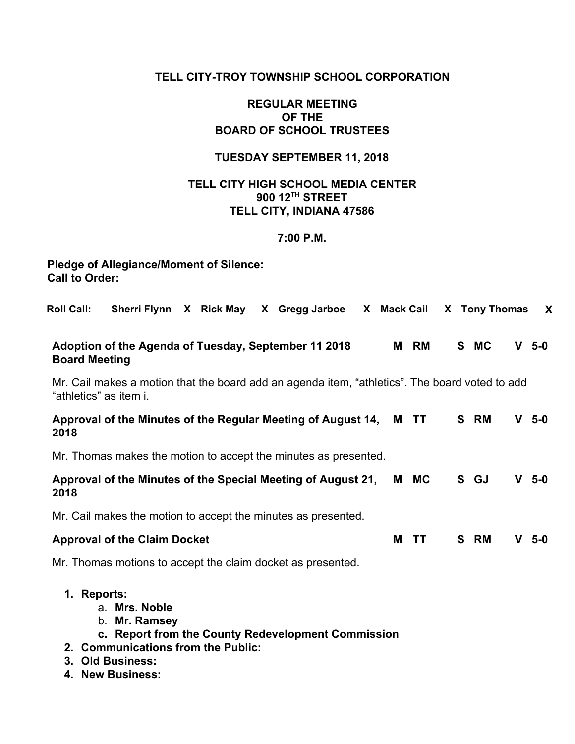**TELL CITY-TROY TOWNSHIP SCHOOL CORPORATION**

**REGULAR MEETING**
**OF THE**
**BOARD OF SCHOOL TRUSTEES**

**TUESDAY SEPTEMBER 11, 2018**

**TELL CITY HIGH SCHOOL MEDIA CENTER**
**900 12TH STREET**
**TELL CITY, INDIANA 47586**

**7:00 P.M.**

**Pledge of Allegiance/Moment of Silence:**
**Call to Order:**

**Roll Call:** **Sherri Flynn** X **Rick May** X **Gregg Jarboe** X **Mack Cail** X **Tony Thomas** X

**Adoption of the Agenda of Tuesday, September 11 2018 Board Meeting** — **M** RM **S** MC **V** 5-0

Mr. Cail makes a motion that the board add an agenda item, “athletics”. The board voted to add “athletics” as item i.

**Approval of the Minutes of the Regular Meeting of August 14, 2018** — **M** TT **S** RM **V** 5-0

Mr. Thomas makes the motion to accept the minutes as presented.

**Approval of the Minutes of the Special Meeting of August 21, 2018** — **M** MC **S** GJ **V** 5-0

Mr. Cail makes the motion to accept the minutes as presented.

**Approval of the Claim Docket** — **M** TT **S** RM **V** 5-0

Mr. Thomas motions to accept the claim docket as presented.

1. **Reports:**
   a. **Mrs. Noble**
   b. **Mr. Ramsey**
   c. **Report from the County Redevelopment Commission**
2. **Communications from the Public:**
3. **Old Business:**
4. **New Business:**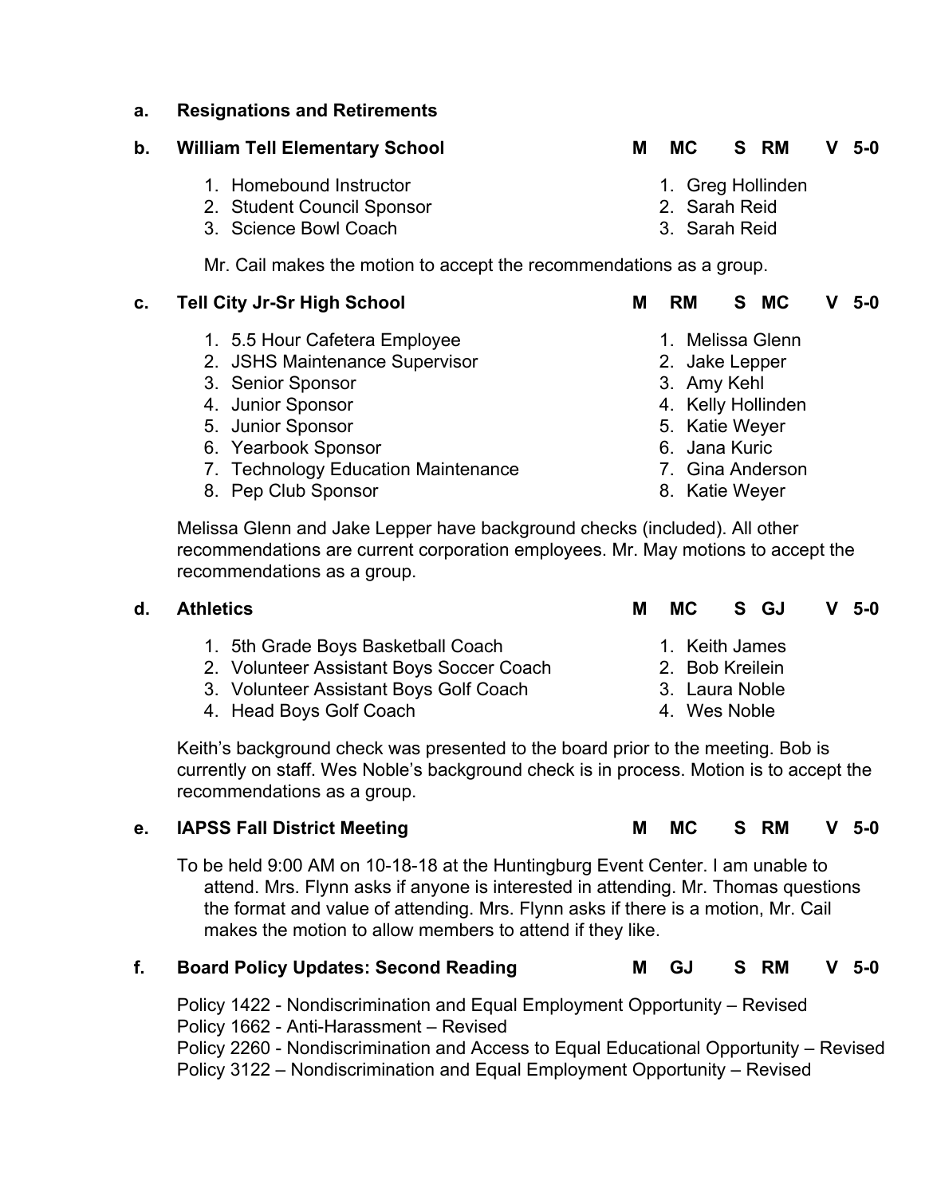**a. Resignations and Retirements**

**b. William Tell Elementary School** — M MC S RM V 5-0

1. Homebound Instructor — 1. Greg Hollinden
2. Student Council Sponsor — 2. Sarah Reid
3. Science Bowl Coach — 3. Sarah Reid

Mr. Cail makes the motion to accept the recommendations as a group.

**c. Tell City Jr-Sr High School** — M RM S MC V 5-0

1. 5.5 Hour Cafetera Employee — 1. Melissa Glenn
2. JSHS Maintenance Supervisor — 2. Jake Lepper
3. Senior Sponsor — 3. Amy Kehl
4. Junior Sponsor — 4. Kelly Hollinden
5. Junior Sponsor — 5. Katie Weyer
6. Yearbook Sponsor — 6. Jana Kuric
7. Technology Education Maintenance — 7. Gina Anderson
8. Pep Club Sponsor — 8. Katie Weyer

Melissa Glenn and Jake Lepper have background checks (included). All other recommendations are current corporation employees. Mr. May motions to accept the recommendations as a group.

**d. Athletics** — M MC S GJ V 5-0

1. 5th Grade Boys Basketball Coach — 1. Keith James
2. Volunteer Assistant Boys Soccer Coach — 2. Bob Kreilein
3. Volunteer Assistant Boys Golf Coach — 3. Laura Noble
4. Head Boys Golf Coach — 4. Wes Noble

Keith's background check was presented to the board prior to the meeting. Bob is currently on staff. Wes Noble's background check is in process. Motion is to accept the recommendations as a group.

**e. IAPSS Fall District Meeting** — M MC S RM V 5-0

To be held 9:00 AM on 10-18-18 at the Huntingburg Event Center. I am unable to attend. Mrs. Flynn asks if anyone is interested in attending. Mr. Thomas questions the format and value of attending. Mrs. Flynn asks if there is a motion, Mr. Cail makes the motion to allow members to attend if they like.

**f. Board Policy Updates: Second Reading** — M GJ S RM V 5-0

Policy 1422 - Nondiscrimination and Equal Employment Opportunity – Revised
Policy 1662 - Anti-Harassment – Revised
Policy 2260 - Nondiscrimination and Access to Equal Educational Opportunity – Revised
Policy 3122 – Nondiscrimination and Equal Employment Opportunity – Revised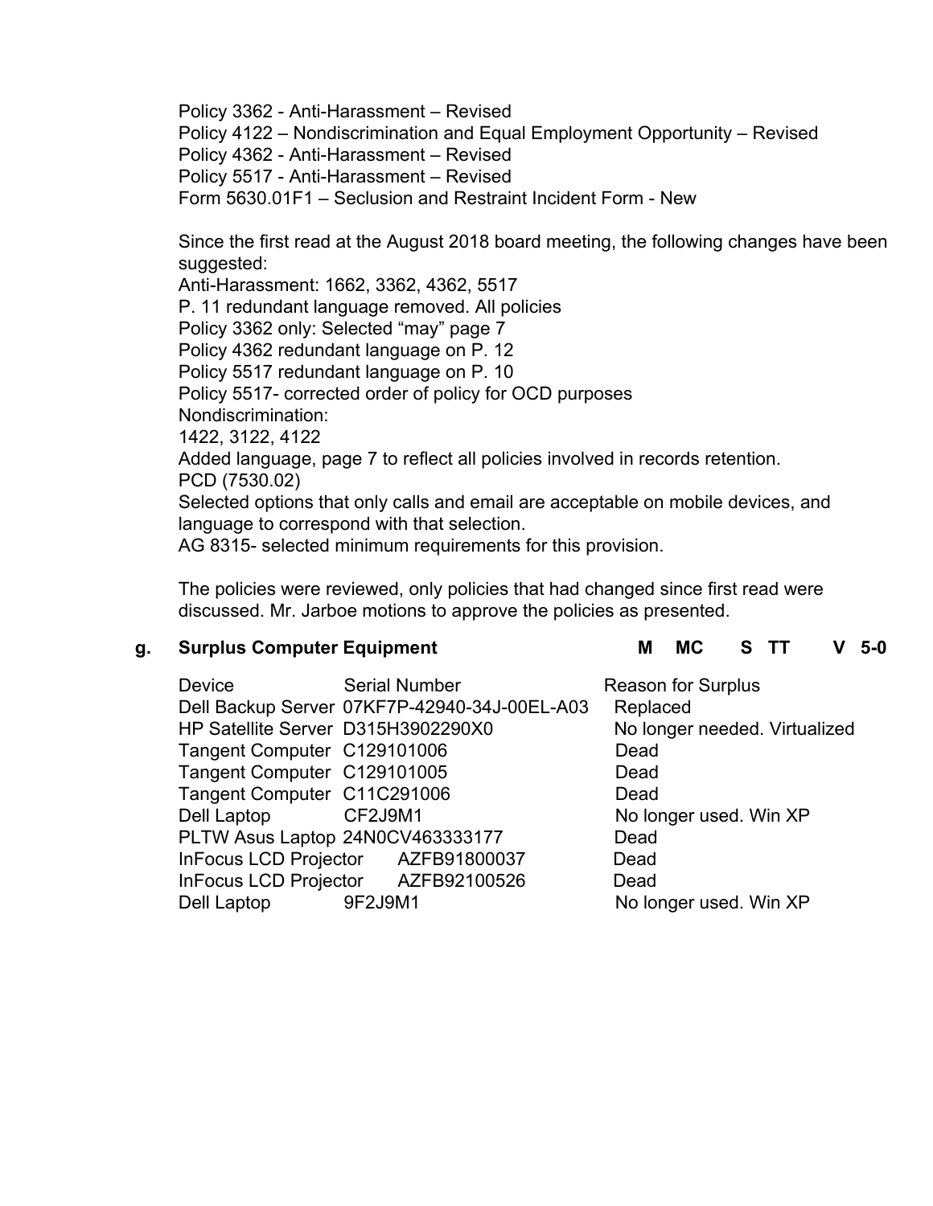Policy 3362 - Anti-Harassment – Revised
Policy 4122 – Nondiscrimination and Equal Employment Opportunity – Revised
Policy 4362 - Anti-Harassment – Revised
Policy 5517 - Anti-Harassment – Revised
Form 5630.01F1 – Seclusion and Restraint Incident Form - New

Since the first read at the August 2018 board meeting, the following changes have been suggested:
Anti-Harassment: 1662, 3362, 4362, 5517
P. 11 redundant language removed. All policies
Policy 3362 only: Selected "may" page 7
Policy 4362 redundant language on P. 12
Policy 5517 redundant language on P. 10
Policy 5517- corrected order of policy for OCD purposes
Nondiscrimination:
1422, 3122, 4122
Added language, page 7 to reflect all policies involved in records retention.
PCD (7530.02)
Selected options that only calls and email are acceptable on mobile devices, and language to correspond with that selection.
AG 8315- selected minimum requirements for this provision.

The policies were reviewed, only policies that had changed since first read were discussed. Mr. Jarboe motions to approve the policies as presented.

**g. Surplus Computer Equipment** **M MC S TT V 5-0**

| Device | Serial Number | Reason for Surplus |
|---|---|---|
| Dell Backup Server | 07KF7P-42940-34J-00EL-A03 | Replaced |
| HP Satellite Server | D315H3902290X0 | No longer needed. Virtualized |
| Tangent Computer | C129101006 | Dead |
| Tangent Computer | C129101005 | Dead |
| Tangent Computer | C11C291006 | Dead |
| Dell Laptop | CF2J9M1 | No longer used. Win XP |
| PLTW Asus Laptop | 24N0CV463333177 | Dead |
| InFocus LCD Projector | AZFB91800037 | Dead |
| InFocus LCD Projector | AZFB92100526 | Dead |
| Dell Laptop | 9F2J9M1 | No longer used. Win XP |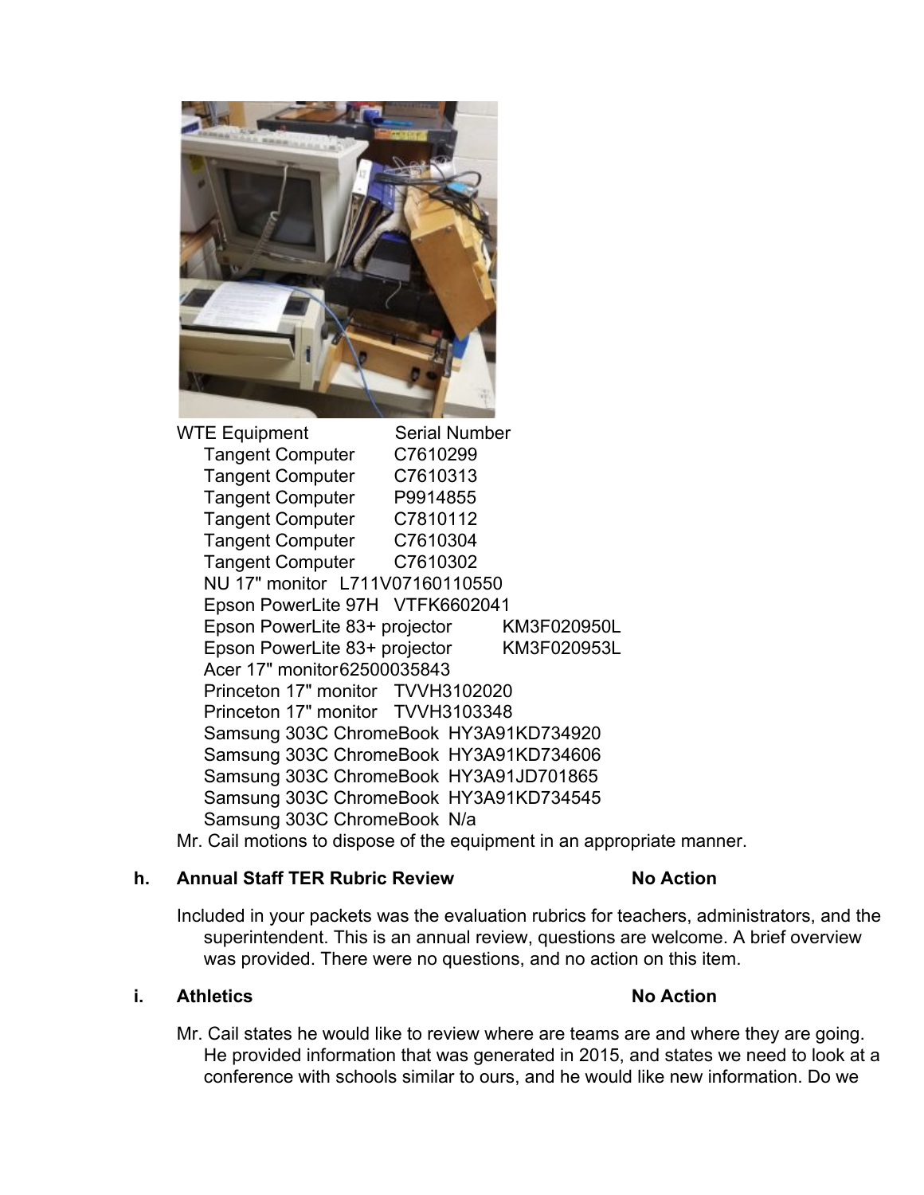| WTE Equipment | Serial Number |
| --- | --- |
| Tangent Computer | C7610299 |
| Tangent Computer | C7610313 |
| Tangent Computer | P9914855 |
| Tangent Computer | C7810112 |
| Tangent Computer | C7610304 |
| Tangent Computer | C7610302 |
| NU 17" monitor | L711V07160110550 |
| Epson PowerLite 97H | VTFK6602041 |
| Epson PowerLite 83+ projector | KM3F020950L |
| Epson PowerLite 83+ projector | KM3F020953L |
| Acer 17" monitor | 62500035843 |
| Princeton 17" monitor | TVVH3102020 |
| Princeton 17" monitor | TVVH3103348 |
| Samsung 303C ChromeBook | HY3A91KD734920 |
| Samsung 303C ChromeBook | HY3A91KD734606 |
| Samsung 303C ChromeBook | HY3A91JD701865 |
| Samsung 303C ChromeBook | HY3A91KD734545 |
| Samsung 303C ChromeBook | N/a |

Mr. Cail motions to dispose of the equipment in an appropriate manner.

**h. Annual Staff TER Rubric Review** **No Action**

Included in your packets was the evaluation rubrics for teachers, administrators, and the superintendent. This is an annual review, questions are welcome. A brief overview was provided. There were no questions, and no action on this item.

**i. Athletics** **No Action**

Mr. Cail states he would like to review where are teams are and where they are going. He provided information that was generated in 2015, and states we need to look at a conference with schools similar to ours, and he would like new information. Do we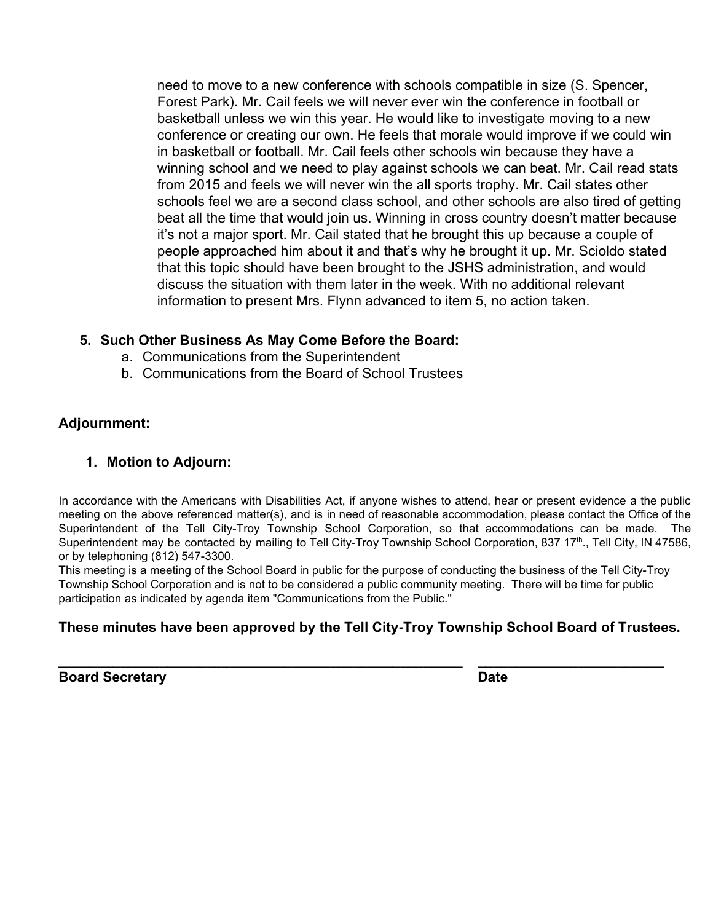need to move to a new conference with schools compatible in size (S. Spencer, Forest Park). Mr. Cail feels we will never ever win the conference in football or basketball unless we win this year. He would like to investigate moving to a new conference or creating our own. He feels that morale would improve if we could win in basketball or football. Mr. Cail feels other schools win because they have a winning school and we need to play against schools we can beat. Mr. Cail read stats from 2015 and feels we will never win the all sports trophy. Mr. Cail states other schools feel we are a second class school, and other schools are also tired of getting beat all the time that would join us. Winning in cross country doesn't matter because it's not a major sport. Mr. Cail stated that he brought this up because a couple of people approached him about it and that's why he brought it up. Mr. Scioldo stated that this topic should have been brought to the JSHS administration, and would discuss the situation with them later in the week. With no additional relevant information to present Mrs. Flynn advanced to item 5, no action taken.

5. **Such Other Business As May Come Before the Board:**
   a. Communications from the Superintendent
   b. Communications from the Board of School Trustees

**Adjournment:**

1. **Motion to Adjourn:**

In accordance with the Americans with Disabilities Act, if anyone wishes to attend, hear or present evidence a the public meeting on the above referenced matter(s), and is in need of reasonable accommodation, please contact the Office of the Superintendent of the Tell City-Troy Township School Corporation, so that accommodations can be made. The Superintendent may be contacted by mailing to Tell City-Troy Township School Corporation, 837 17th., Tell City, IN 47586, or by telephoning (812) 547-3300.

This meeting is a meeting of the School Board in public for the purpose of conducting the business of the Tell City-Troy Township School Corporation and is not to be considered a public community meeting. There will be time for public participation as indicated by agenda item "Communications from the Public."

**These minutes have been approved by the Tell City-Troy Township School Board of Trustees.**

\_\_\_\_\_\_\_\_\_\_\_\_\_\_\_\_\_\_\_\_\_\_\_\_\_\_\_\_\_\_\_\_\_\_\_\_\_\_\_\_ \_\_\_\_\_\_\_\_\_\_\_\_\_\_\_\_\_\_\_\_\_\_\_\_

**Board Secretary** **Date**